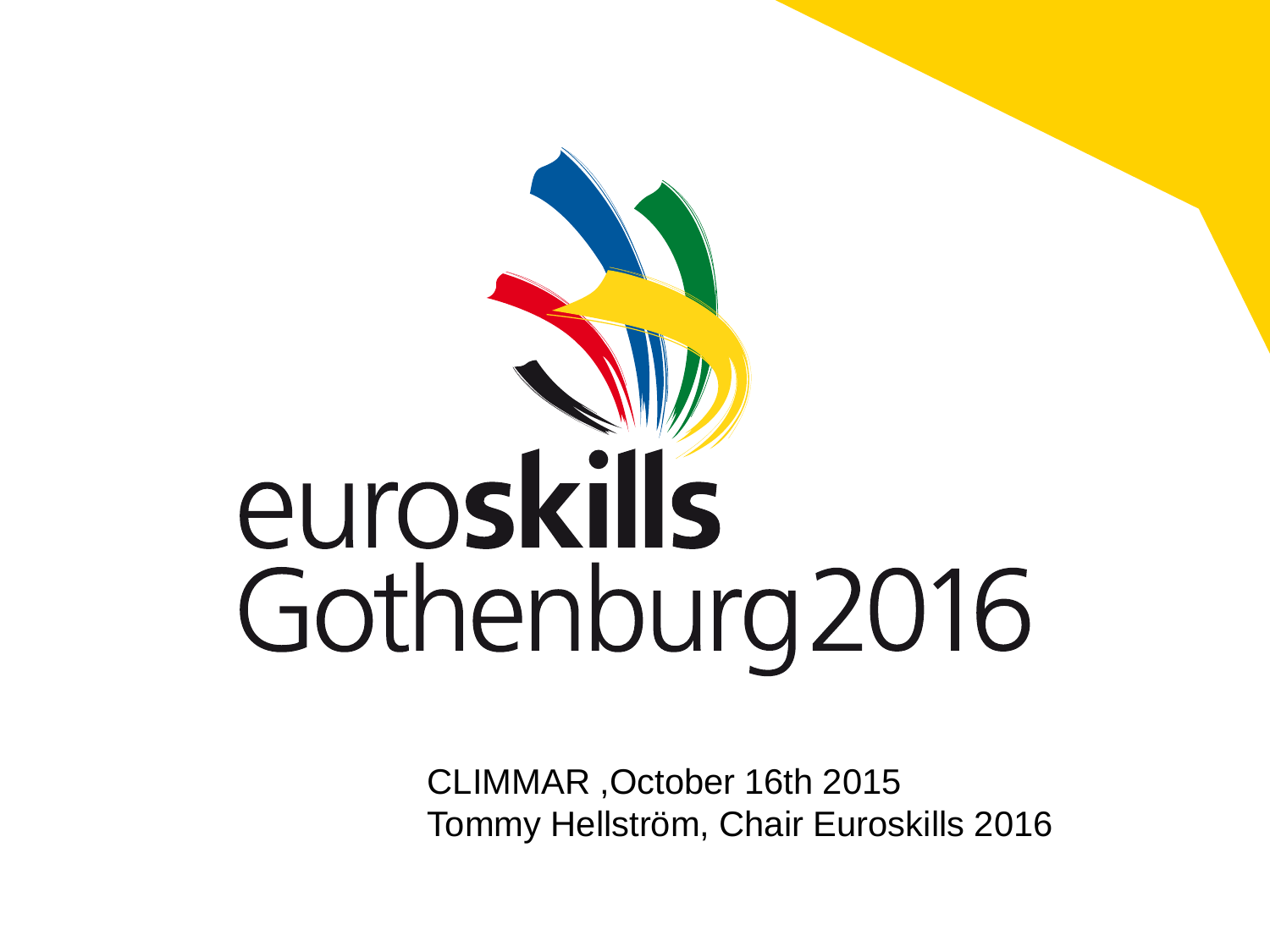# euroskills Gothenburg 2016

CLIMMAR ,October 16th 2015
Tommy Hellström, Chair Euroskills 2016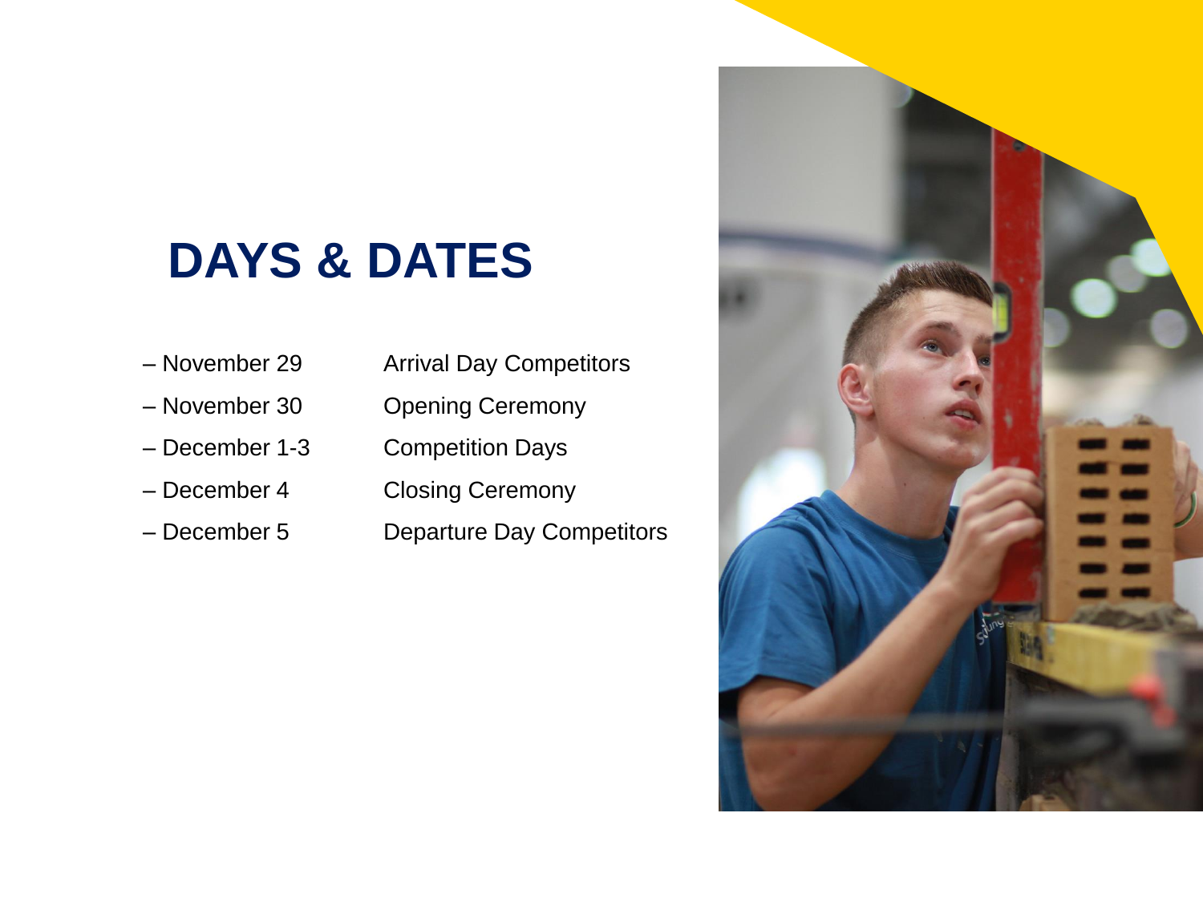# DAYS & DATES

| | |
|---|---|
| – November 29 | Arrival Day Competitors |
| – November 30 | Opening Ceremony |
| – December 1-3 | Competition Days |
| – December 4 | Closing Ceremony |
| – December 5 | Departure Day Competitors |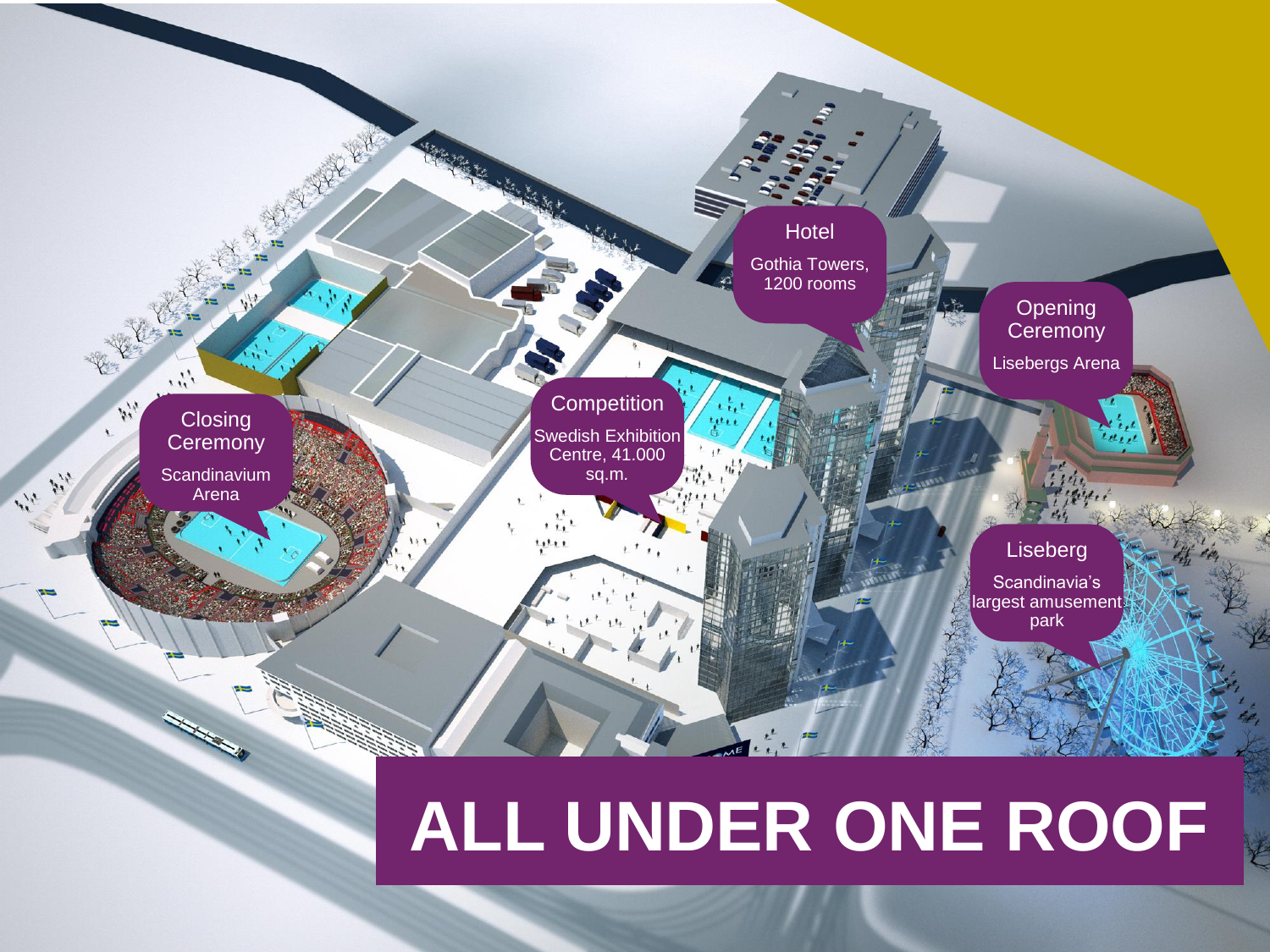# ALL UNDER ONE ROOF

**Hotel**
Gothia Towers, 1200 rooms

**Opening Ceremony**
Lisebergs Arena

**Competition**
Swedish Exhibition Centre, 41.000 sq.m.

**Closing Ceremony**
Scandinavium Arena

**Liseberg**
Scandinavia's largest amusement park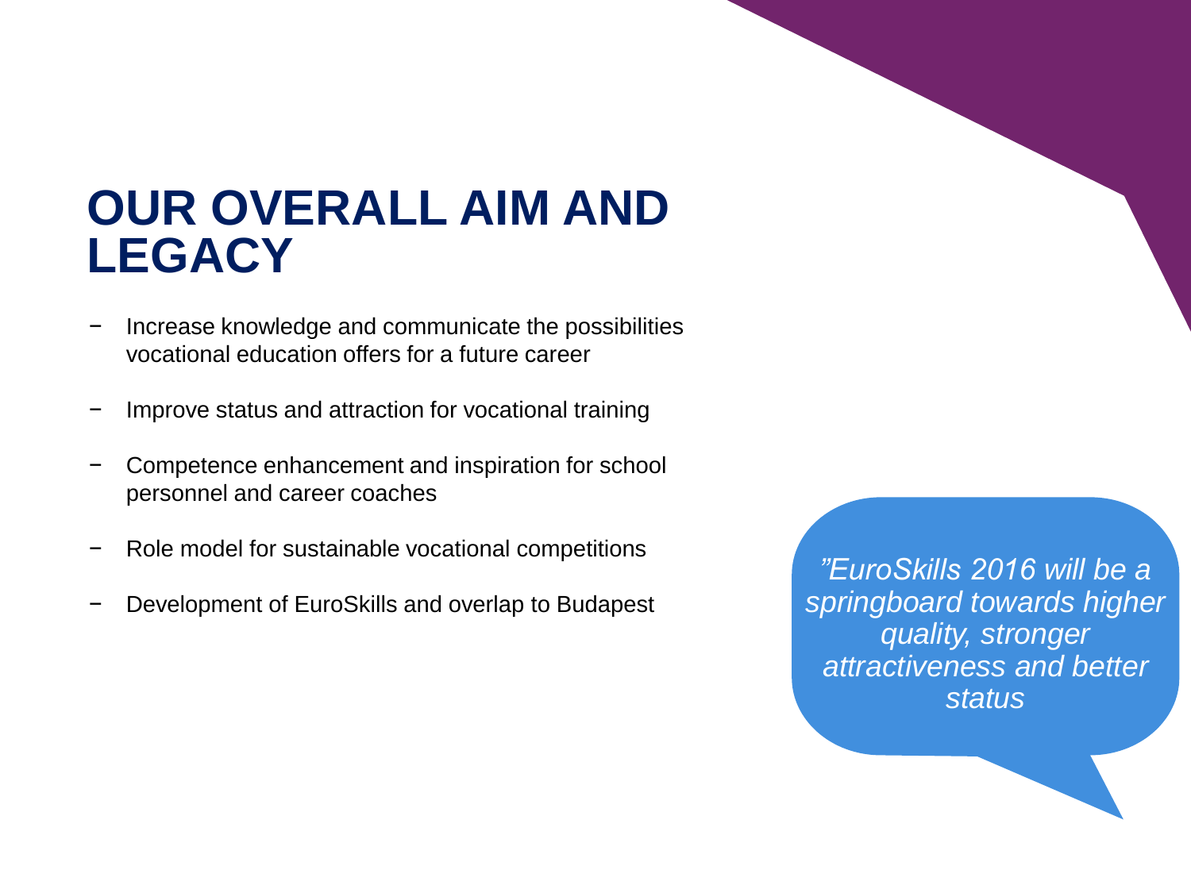# OUR OVERALL AIM AND LEGACY

- Increase knowledge and communicate the possibilities vocational education offers for a future career
- Improve status and attraction for vocational training
- Competence enhancement and inspiration for school personnel and career coaches
- Role model for sustainable vocational competitions
- Development of EuroSkills and overlap to Budapest

*”EuroSkills 2016 will be a springboard towards higher quality, stronger attractiveness and better status*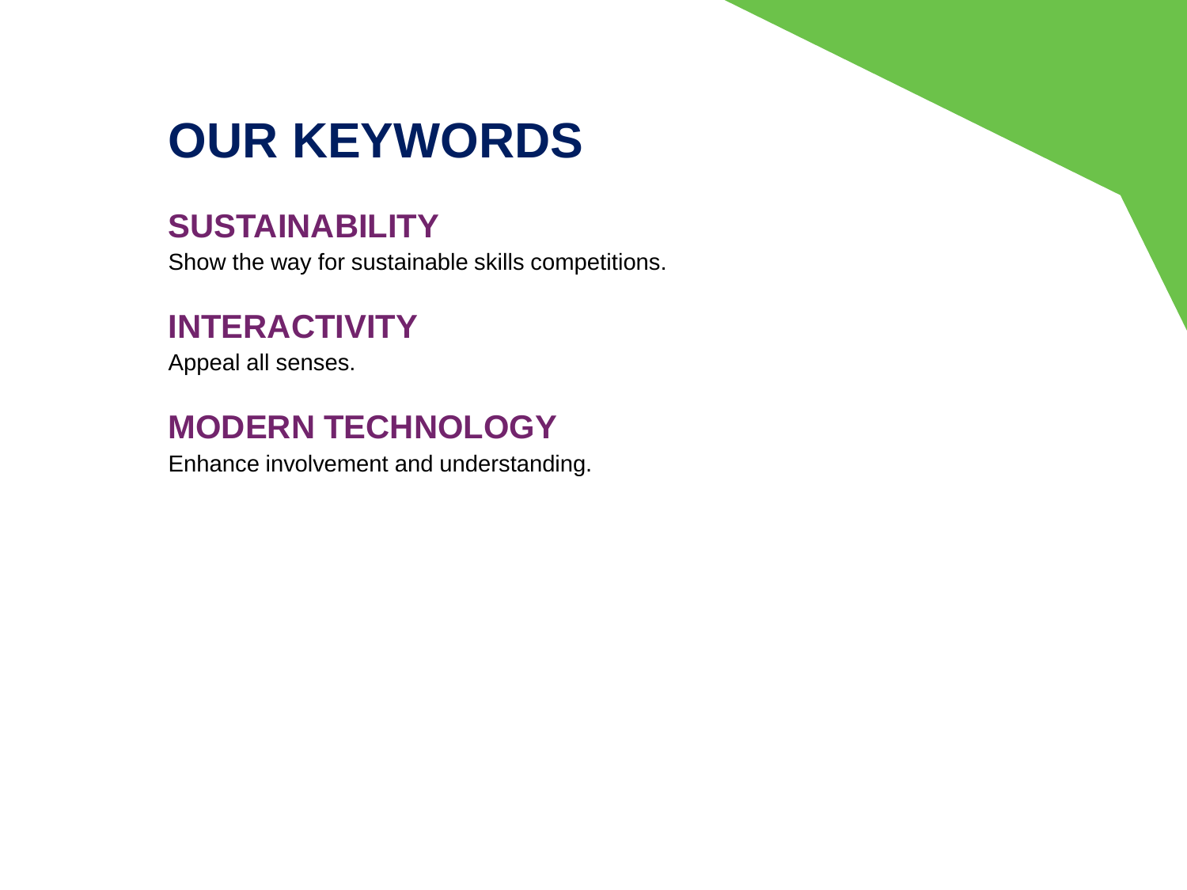# OUR KEYWORDS

## SUSTAINABILITY

Show the way for sustainable skills competitions.

## INTERACTIVITY

Appeal all senses.

## MODERN TECHNOLOGY

Enhance involvement and understanding.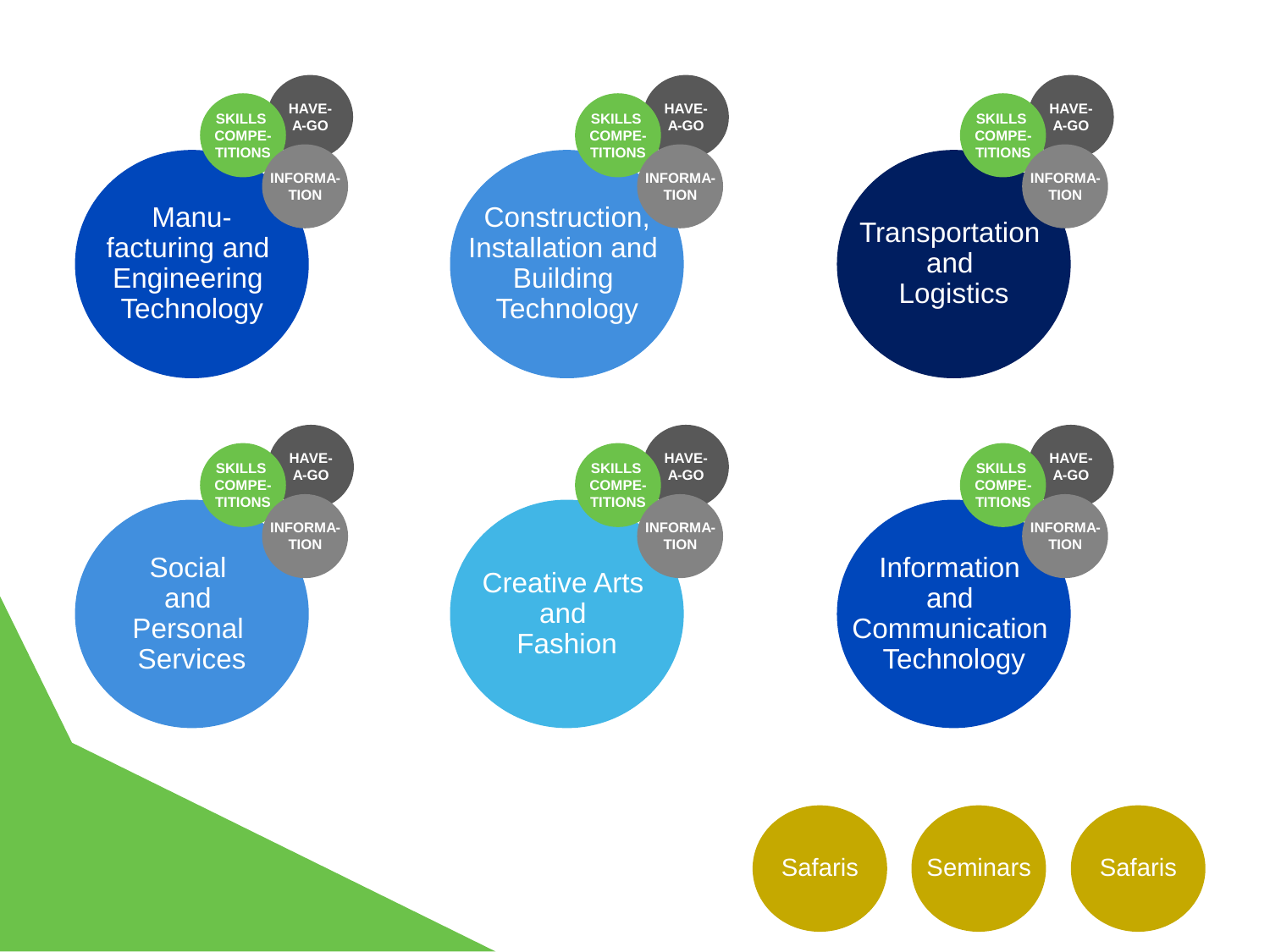## Manufacturing and Engineering Technology

- Skills Competitions
- Have-a-Go
- Information

## Construction, Installation and Building Technology

- Skills Competitions
- Have-a-Go
- Information

## Transportation and Logistics

- Skills Competitions
- Have-a-Go
- Information

## Social and Personal Services

- Skills Competitions
- Have-a-Go
- Information

## Creative Arts and Fashion

- Skills Competitions
- Have-a-Go
- Information

## Information and Communication Technology

- Skills Competitions
- Have-a-Go
- Information

Safaris

Seminars

Safaris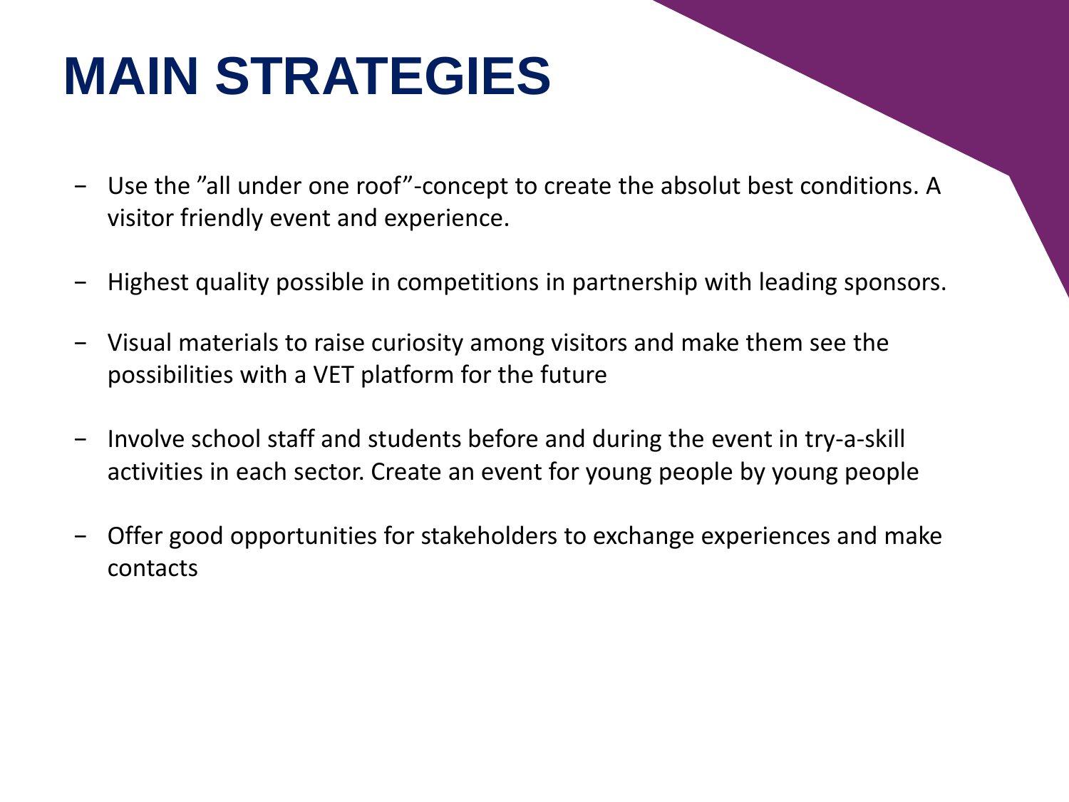# MAIN STRATEGIES

- Use the ”all under one roof”-concept to create the absolut best conditions. A visitor friendly event and experience.
- Highest quality possible in competitions in partnership with leading sponsors.
- Visual materials to raise curiosity among visitors and make them see the possibilities with a VET platform for the future
- Involve school staff and students before and during the event in try-a-skill activities in each sector. Create an event for young people by young people
- Offer good opportunities for stakeholders to exchange experiences and make contacts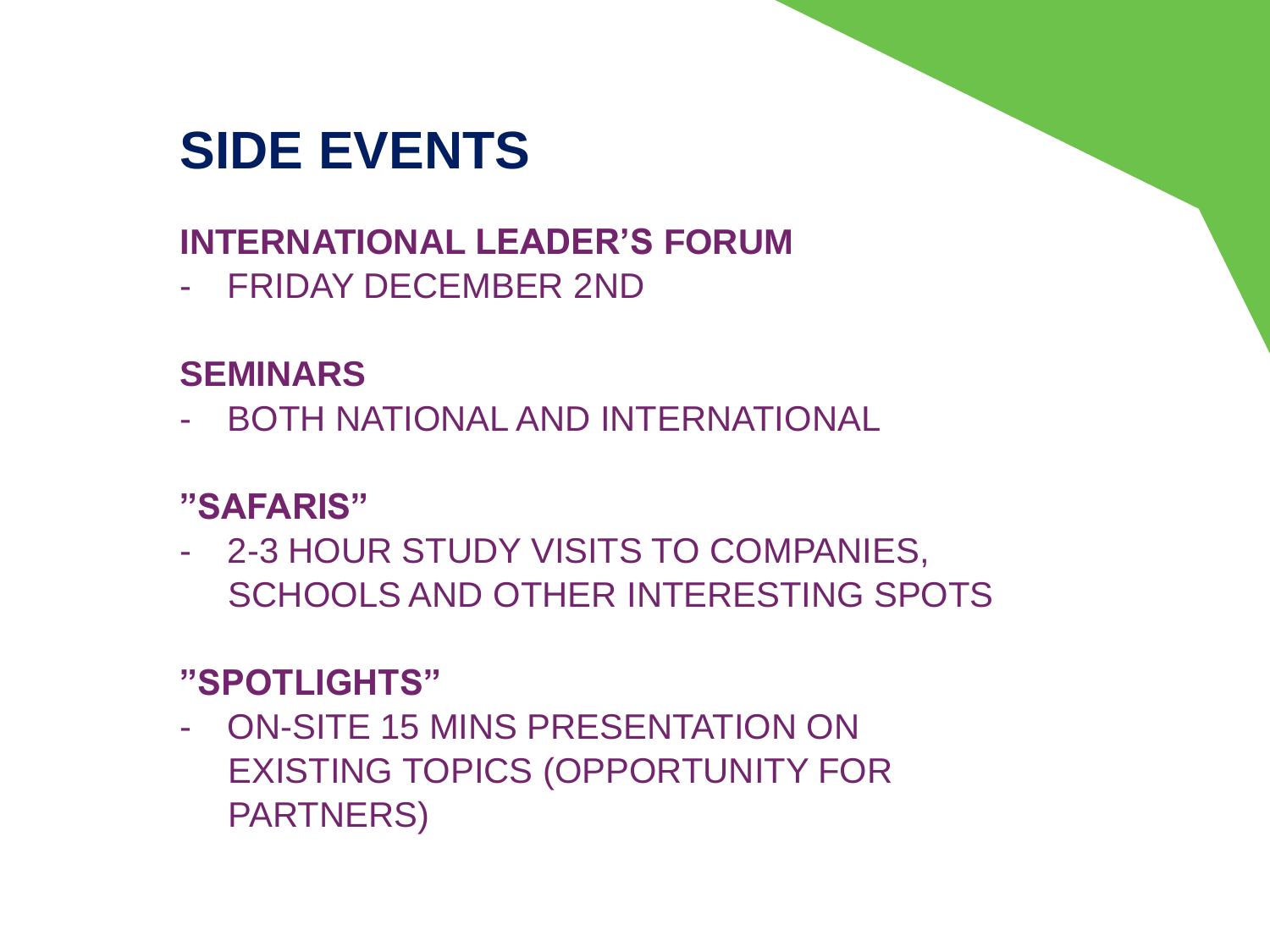# SIDE EVENTS

### INTERNATIONAL LEADER'S FORUM

- FRIDAY DECEMBER 2ND

### SEMINARS

- BOTH NATIONAL AND INTERNATIONAL

### "SAFARIS"

- 2-3 HOUR STUDY VISITS TO COMPANIES, SCHOOLS AND OTHER INTERESTING SPOTS

### "SPOTLIGHTS"

- ON-SITE 15 MINS PRESENTATION ON EXISTING TOPICS (OPPORTUNITY FOR PARTNERS)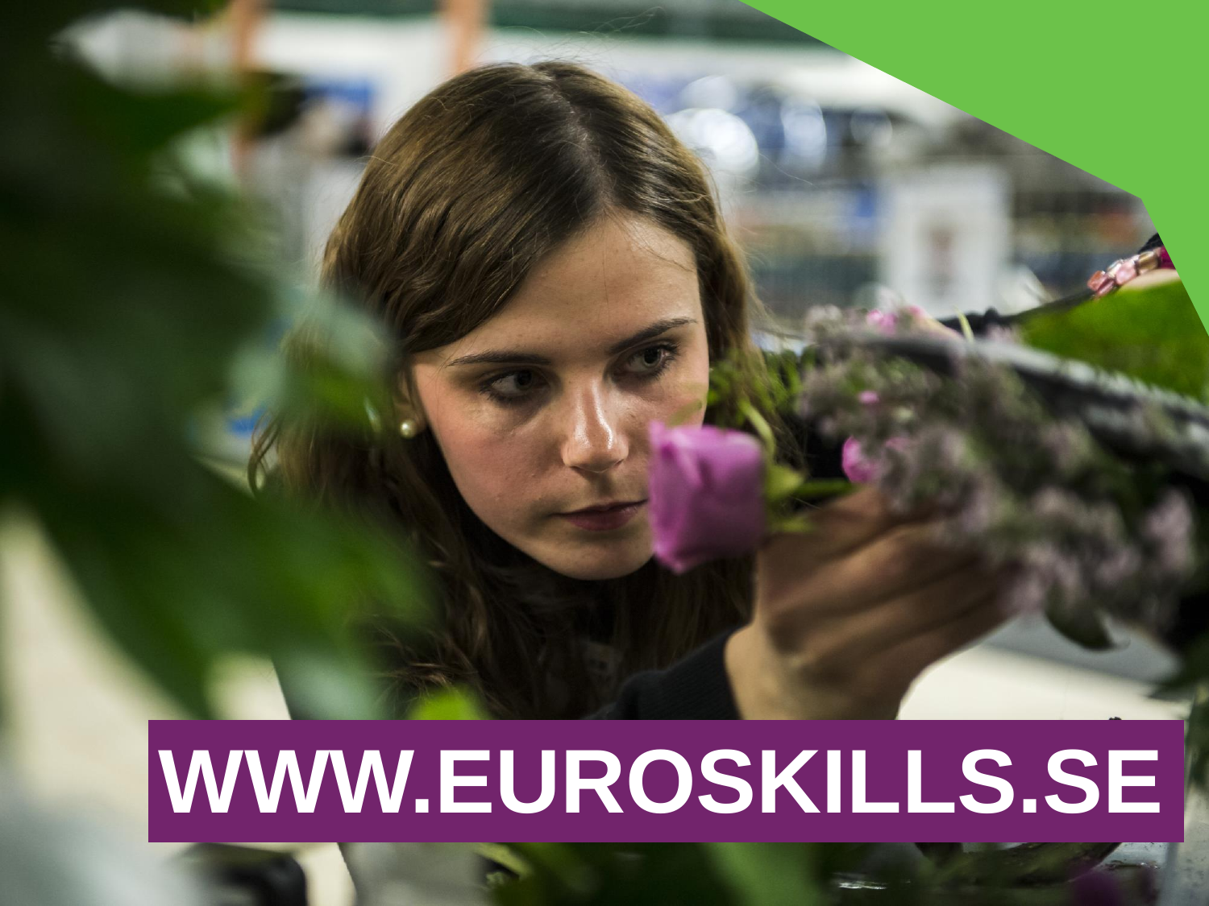WWW.EUROSKILLS.SE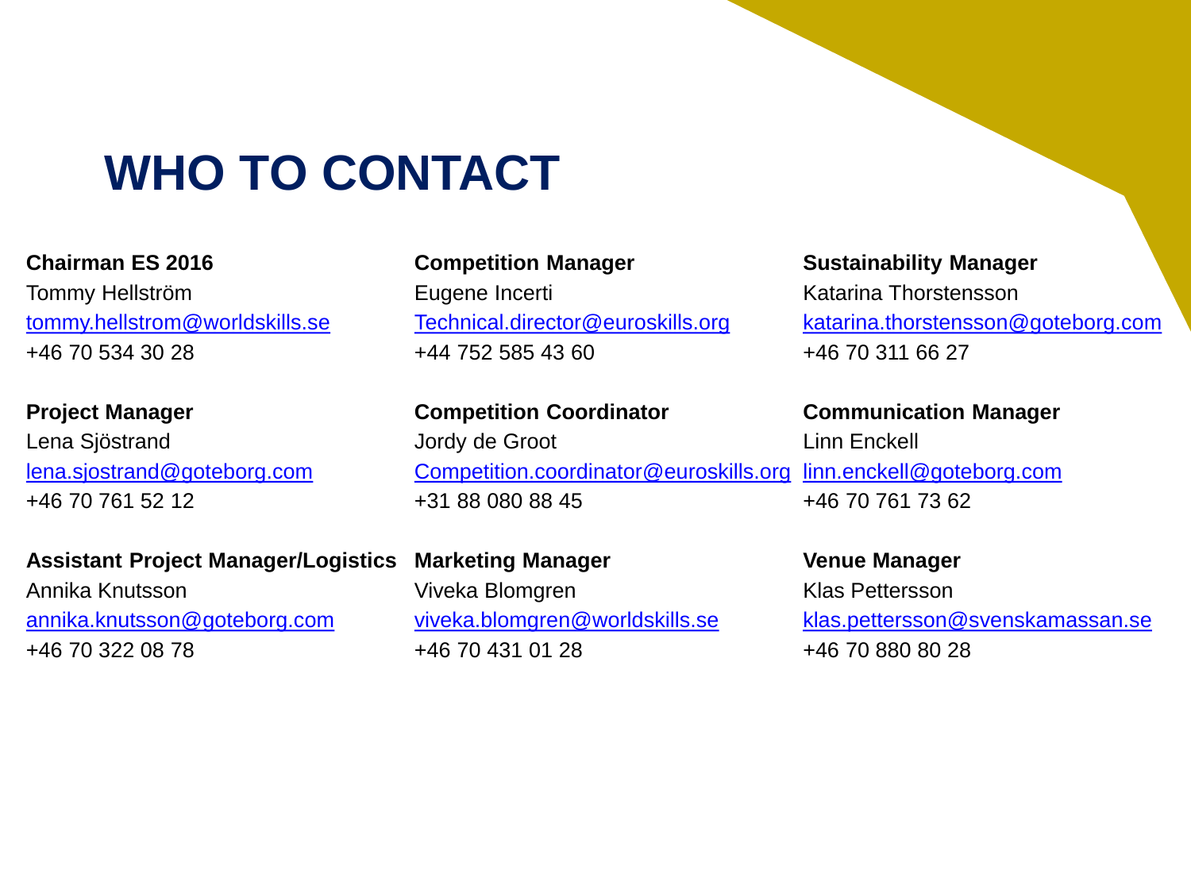# WHO TO CONTACT

**Chairman ES 2016**
Tommy Hellström
tommy.hellstrom@worldskills.se
+46 70 534 30 28

**Project Manager**
Lena Sjöstrand
lena.sjostrand@goteborg.com
+46 70 761 52 12

**Assistant Project Manager/Logistics**
Annika Knutsson
annika.knutsson@goteborg.com
+46 70 322 08 78

**Competition Manager**
Eugene Incerti
Technical.director@euroskills.org
+44 752 585 43 60

**Competition Coordinator**
Jordy de Groot
Competition.coordinator@euroskills.org
+31 88 080 88 45

**Marketing Manager**
Viveka Blomgren
viveka.blomgren@worldskills.se
+46 70 431 01 28

**Sustainability Manager**
Katarina Thorstensson
katarina.thorstensson@goteborg.com
+46 70 311 66 27

**Communication Manager**
Linn Enckell
linn.enckell@goteborg.com
+46 70 761 73 62

**Venue Manager**
Klas Pettersson
klas.pettersson@svenskamassan.se
+46 70 880 80 28